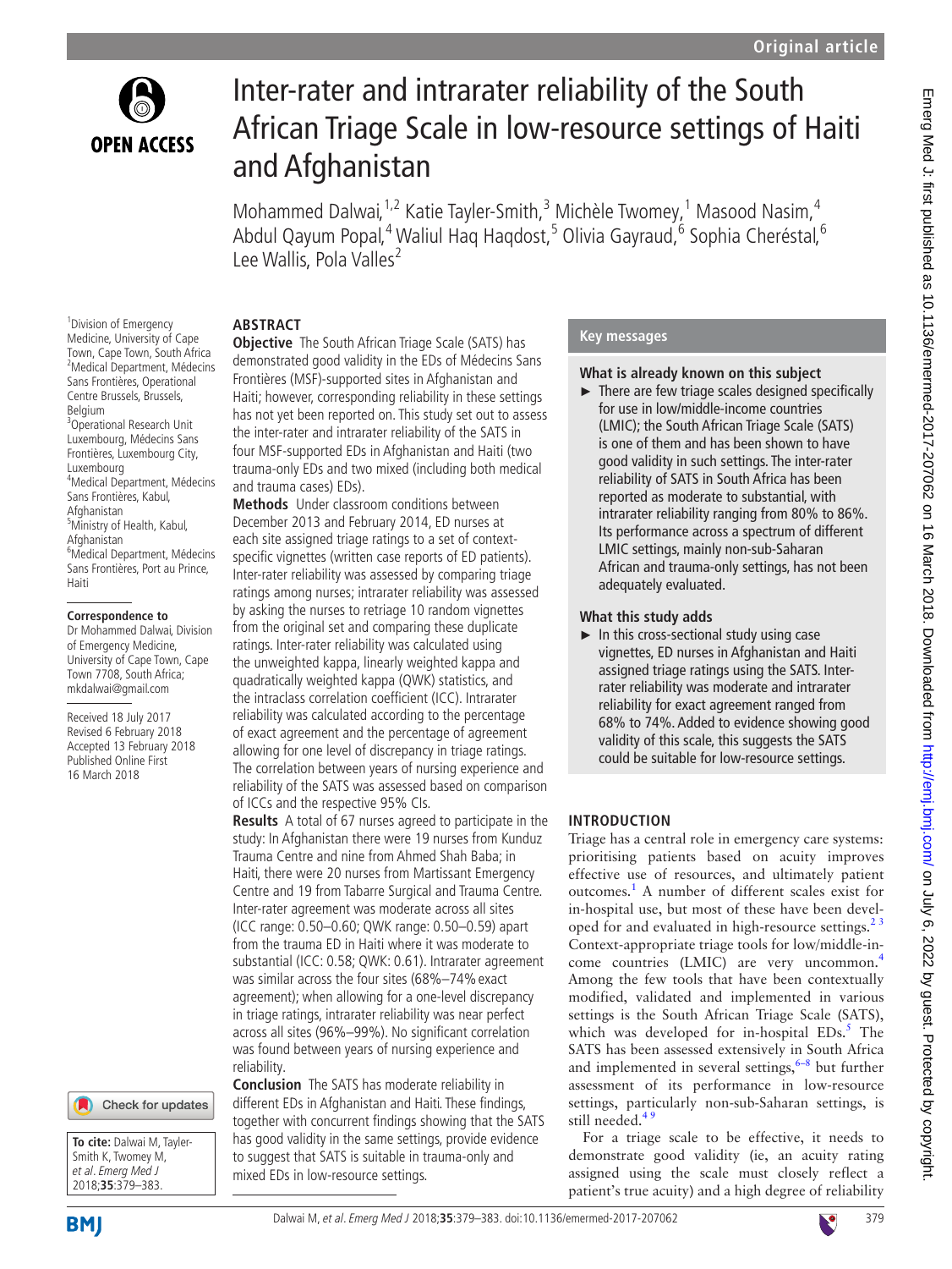# Inter-rater and intrarater reliability of the South African Triage Scale in low-resource settings of Haiti and Afghanistan

Mohammed Dalwai,[1,2] Katie Tayler-Smith,[3] Michèle Twomey,[1] Masood Nasim,[4] Abdul Qayum Popal,[4] Waliul Haq Haqdost,[5] Olivia Gayraud,[6] Sophia Cheréstal,[6] Lee Wallis, Pola Valles[2]

[1]Division of Emergency Medicine, University of Cape Town, Cape Town, South Africa
[2]Medical Department, Médecins Sans Frontières, Operational Centre Brussels, Brussels, Belgium
[3]Operational Research Unit Luxembourg, Médecins Sans Frontières, Luxembourg City, Luxembourg
[4]Medical Department, Médecins Sans Frontières, Kabul, Afghanistan
[5]Ministry of Health, Kabul, Afghanistan
[6]Medical Department, Médecins Sans Frontières, Port au Prince, Haiti

**Correspondence to**
Dr Mohammed Dalwai, Division of Emergency Medicine, University of Cape Town, Cape Town 7708, South Africa; mkdalwai@gmail.com

Received 18 July 2017
Revised 6 February 2018
Accepted 13 February 2018
Published Online First 16 March 2018

**To cite:** Dalwai M, Tayler-Smith K, Twomey M, *et al*. *Emerg Med J* 2018;**35**:379–383.

## ABSTRACT

**Objective** The South African Triage Scale (SATS) has demonstrated good validity in the EDs of Médecins Sans Frontières (MSF)-supported sites in Afghanistan and Haiti; however, corresponding reliability in these settings has not yet been reported on. This study set out to assess the inter-rater and intrarater reliability of the SATS in four MSF-supported EDs in Afghanistan and Haiti (two trauma-only EDs and two mixed (including both medical and trauma cases) EDs).

**Methods** Under classroom conditions between December 2013 and February 2014, ED nurses at each site assigned triage ratings to a set of context-specific vignettes (written case reports of ED patients). Inter-rater reliability was assessed by comparing triage ratings among nurses; intrarater reliability was assessed by asking the nurses to retriage 10 random vignettes from the original set and comparing these duplicate ratings. Inter-rater reliability was calculated using the unweighted kappa, linearly weighted kappa and quadratically weighted kappa (QWK) statistics, and the intraclass correlation coefficient (ICC). Intrarater reliability was calculated according to the percentage of exact agreement and the percentage of agreement allowing for one level of discrepancy in triage ratings. The correlation between years of nursing experience and reliability of the SATS was assessed based on comparison of ICCs and the respective 95% CIs.

**Results** A total of 67 nurses agreed to participate in the study: In Afghanistan there were 19 nurses from Kunduz Trauma Centre and nine from Ahmed Shah Baba; in Haiti, there were 20 nurses from Martissant Emergency Centre and 19 from Tabarre Surgical and Trauma Centre. Inter-rater agreement was moderate across all sites (ICC range: 0.50–0.60; QWK range: 0.50–0.59) apart from the trauma ED in Haiti where it was moderate to substantial (ICC: 0.58; QWK: 0.61). Intrarater agreement was similar across the four sites (68%–74% exact agreement); when allowing for a one-level discrepancy in triage ratings, intrarater reliability was near perfect across all sites (96%–99%). No significant correlation was found between years of nursing experience and reliability.

**Conclusion** The SATS has moderate reliability in different EDs in Afghanistan and Haiti. These findings, together with concurrent findings showing that the SATS has good validity in the same settings, provide evidence to suggest that SATS is suitable in trauma-only and mixed EDs in low-resource settings.

## Key messages

### What is already known on this subject

- There are few triage scales designed specifically for use in low/middle-income countries (LMIC); the South African Triage Scale (SATS) is one of them and has been shown to have good validity in such settings. The inter-rater reliability of SATS in South Africa has been reported as moderate to substantial, with intrarater reliability ranging from 80% to 86%. Its performance across a spectrum of different LMIC settings, mainly non-sub-Saharan African and trauma-only settings, has not been adequately evaluated.

### What this study adds

- In this cross-sectional study using case vignettes, ED nurses in Afghanistan and Haiti assigned triage ratings using the SATS. Inter-rater reliability was moderate and intrarater reliability for exact agreement ranged from 68% to 74%. Added to evidence showing good validity of this scale, this suggests the SATS could be suitable for low-resource settings.

## INTRODUCTION

Triage has a central role in emergency care systems: prioritising patients based on acuity improves effective use of resources, and ultimately patient outcomes.[1] A number of different scales exist for in-hospital use, but most of these have been developed for and evaluated in high-resource settings.[2,3] Context-appropriate triage tools for low/middle-income countries (LMIC) are very uncommon.[4] Among the few tools that have been contextually modified, validated and implemented in various settings is the South African Triage Scale (SATS), which was developed for in-hospital EDs.[5] The SATS has been assessed extensively in South Africa and implemented in several settings,[6–8] but further assessment of its performance in low-resource settings, particularly non-sub-Saharan settings, is still needed.[4,9]

For a triage scale to be effective, it needs to demonstrate good validity (ie, an acuity rating assigned using the scale must closely reflect a patient's true acuity) and a high degree of reliability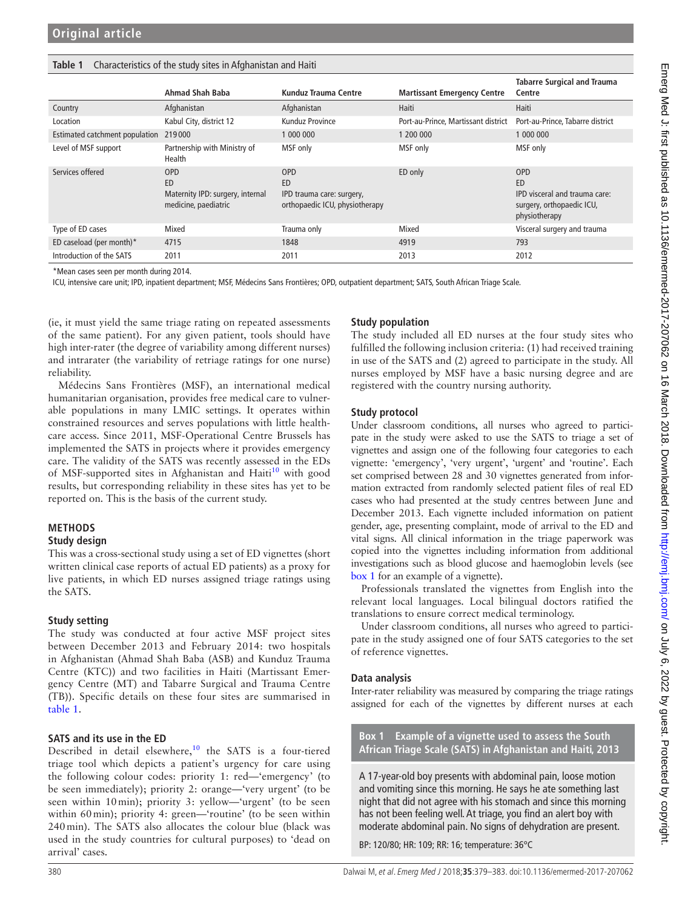**Table 1** Characteristics of the study sites in Afghanistan and Haiti

| | Ahmad Shah Baba | Kunduz Trauma Centre | Martissant Emergency Centre | Tabarre Surgical and Trauma Centre |
|---|---|---|---|---|
| Country | Afghanistan | Afghanistan | Haiti | Haiti |
| Location | Kabul City, district 12 | Kunduz Province | Port-au-Prince, Martissant district | Port-au-Prince, Tabarre district |
| Estimated catchment population | 219 000 | 1 000 000 | 1 200 000 | 1 000 000 |
| Level of MSF support | Partnership with Ministry of Health | MSF only | MSF only | MSF only |
| Services offered | OPD<br>ED<br>Maternity IPD: surgery, internal medicine, paediatric | OPD<br>ED<br>IPD trauma care: surgery, orthopaedic ICU, physiotherapy | ED only | OPD<br>ED<br>IPD visceral and trauma care: surgery, orthopaedic ICU, physiotherapy |
| Type of ED cases | Mixed | Trauma only | Mixed | Visceral surgery and trauma |
| ED caseload (per month)* | 4715 | 1848 | 4919 | 793 |
| Introduction of the SATS | 2011 | 2011 | 2013 | 2012 |

*Mean cases seen per month during 2014.

ICU, intensive care unit; IPD, inpatient department; MSF, Médecins Sans Frontières; OPD, outpatient department; SATS, South African Triage Scale.

(ie, it must yield the same triage rating on repeated assessments of the same patient). For any given patient, tools should have high inter-rater (the degree of variability among different nurses) and intrarater (the variability of retriage ratings for one nurse) reliability.

Médecins Sans Frontières (MSF), an international medical humanitarian organisation, provides free medical care to vulnerable populations in many LMIC settings. It operates within constrained resources and serves populations with little healthcare access. Since 2011, MSF-Operational Centre Brussels has implemented the SATS in projects where it provides emergency care. The validity of the SATS was recently assessed in the EDs of MSF-supported sites in Afghanistan and Haiti[10] with good results, but corresponding reliability in these sites has yet to be reported on. This is the basis of the current study.

## METHODS

### Study design

This was a cross-sectional study using a set of ED vignettes (short written clinical case reports of actual ED patients) as a proxy for live patients, in which ED nurses assigned triage ratings using the SATS.

### Study setting

The study was conducted at four active MSF project sites between December 2013 and February 2014: two hospitals in Afghanistan (Ahmad Shah Baba (ASB) and Kunduz Trauma Centre (KTC)) and two facilities in Haiti (Martissant Emergency Centre (MT) and Tabarre Surgical and Trauma Centre (TB)). Specific details on these four sites are summarised in table 1.

### SATS and its use in the ED

Described in detail elsewhere,[10] the SATS is a four-tiered triage tool which depicts a patient's urgency for care using the following colour codes: priority 1: red—'emergency' (to be seen immediately); priority 2: orange—'very urgent' (to be seen within 10 min); priority 3: yellow—'urgent' (to be seen within 60 min); priority 4: green—'routine' (to be seen within 240 min). The SATS also allocates the colour blue (black was used in the study countries for cultural purposes) to 'dead on arrival' cases.

### Study population

The study included all ED nurses at the four study sites who fulfilled the following inclusion criteria: (1) had received training in use of the SATS and (2) agreed to participate in the study. All nurses employed by MSF have a basic nursing degree and are registered with the country nursing authority.

### Study protocol

Under classroom conditions, all nurses who agreed to participate in the study were asked to use the SATS to triage a set of vignettes and assign one of the following four categories to each vignette: 'emergency', 'very urgent', 'urgent' and 'routine'. Each set comprised between 28 and 30 vignettes generated from information extracted from randomly selected patient files of real ED cases who had presented at the study centres between June and December 2013. Each vignette included information on patient gender, age, presenting complaint, mode of arrival to the ED and vital signs. All clinical information in the triage paperwork was copied into the vignettes including information from additional investigations such as blood glucose and haemoglobin levels (see box 1 for an example of a vignette).

Professionals translated the vignettes from English into the relevant local languages. Local bilingual doctors ratified the translations to ensure correct medical terminology.

Under classroom conditions, all nurses who agreed to participate in the study assigned one of four SATS categories to the set of reference vignettes.

### Data analysis

Inter-rater reliability was measured by comparing the triage ratings assigned for each of the vignettes by different nurses at each

> **Box 1 Example of a vignette used to assess the South African Triage Scale (SATS) in Afghanistan and Haiti, 2013**
>
> A 17-year-old boy presents with abdominal pain, loose motion and vomiting since this morning. He says he ate something last night that did not agree with his stomach and since this morning has not been feeling well. At triage, you find an alert boy with moderate abdominal pain. No signs of dehydration are present.
>
> BP: 120/80; HR: 109; RR: 16; temperature: 36°C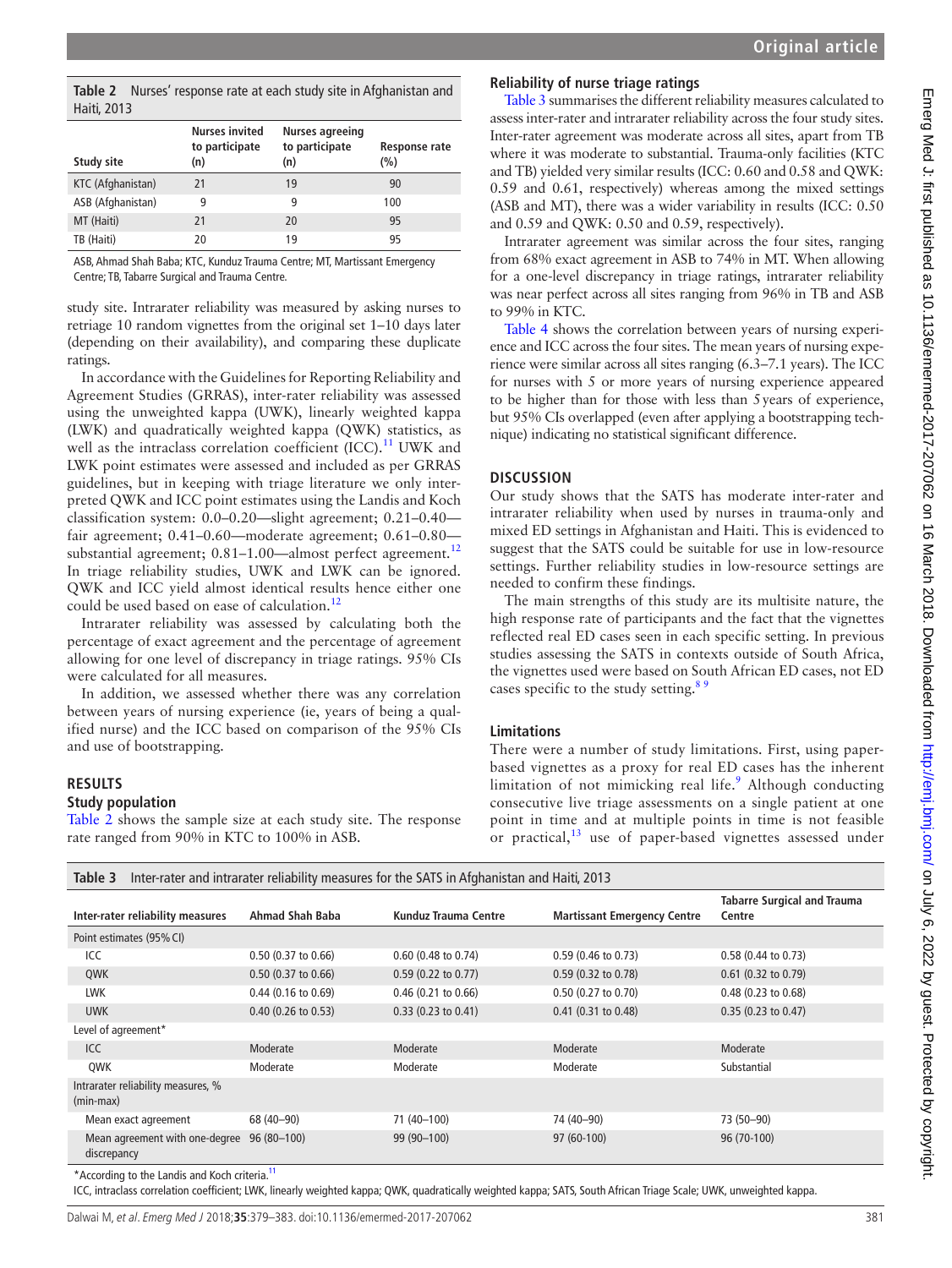**Table 2** Nurses' response rate at each study site in Afghanistan and Haiti, 2013

| Study site | Nurses invited to participate (n) | Nurses agreeing to participate (n) | Response rate (%) |
|---|---|---|---|
| KTC (Afghanistan) | 21 | 19 | 90 |
| ASB (Afghanistan) | 9 | 9 | 100 |
| MT (Haiti) | 21 | 20 | 95 |
| TB (Haiti) | 20 | 19 | 95 |

ASB, Ahmad Shah Baba; KTC, Kunduz Trauma Centre; MT, Martissant Emergency Centre; TB, Tabarre Surgical and Trauma Centre.

study site. Intrarater reliability was measured by asking nurses to retriage 10 random vignettes from the original set 1–10 days later (depending on their availability), and comparing these duplicate ratings.

In accordance with the Guidelines for Reporting Reliability and Agreement Studies (GRRAS), inter-rater reliability was assessed using the unweighted kappa (UWK), linearly weighted kappa (LWK) and quadratically weighted kappa (QWK) statistics, as well as the intraclass correlation coefficient (ICC).[11] UWK and LWK point estimates were assessed and included as per GRRAS guidelines, but in keeping with triage literature we only interpreted QWK and ICC point estimates using the Landis and Koch classification system: 0.0–0.20—slight agreement; 0.21–0.40—fair agreement; 0.41–0.60—moderate agreement; 0.61–0.80—substantial agreement; 0.81–1.00—almost perfect agreement.[12] In triage reliability studies, UWK and LWK can be ignored. QWK and ICC yield almost identical results hence either one could be used based on ease of calculation.[12]

Intrarater reliability was assessed by calculating both the percentage of exact agreement and the percentage of agreement allowing for one level of discrepancy in triage ratings. 95% CIs were calculated for all measures.

In addition, we assessed whether there was any correlation between years of nursing experience (ie, years of being a qualified nurse) and the ICC based on comparison of the 95% CIs and use of bootstrapping.

## RESULTS

### Study population

Table 2 shows the sample size at each study site. The response rate ranged from 90% in KTC to 100% in ASB.

### Reliability of nurse triage ratings

Table 3 summarises the different reliability measures calculated to assess inter-rater and intrarater reliability across the four study sites. Inter-rater agreement was moderate across all sites, apart from TB where it was moderate to substantial. Trauma-only facilities (KTC and TB) yielded very similar results (ICC: 0.60 and 0.58 and QWK: 0.59 and 0.61, respectively) whereas among the mixed settings (ASB and MT), there was a wider variability in results (ICC: 0.50 and 0.59 and QWK: 0.50 and 0.59, respectively).

Intrarater agreement was similar across the four sites, ranging from 68% exact agreement in ASB to 74% in MT. When allowing for a one-level discrepancy in triage ratings, intrarater reliability was near perfect across all sites ranging from 96% in TB and ASB to 99% in KTC.

Table 4 shows the correlation between years of nursing experience and ICC across the four sites. The mean years of nursing experience were similar across all sites ranging (6.3–7.1 years). The ICC for nurses with 5 or more years of nursing experience appeared to be higher than for those with less than 5 years of experience, but 95% CIs overlapped (even after applying a bootstrapping technique) indicating no statistical significant difference.

## DISCUSSION

Our study shows that the SATS has moderate inter-rater and intrarater reliability when used by nurses in trauma-only and mixed ED settings in Afghanistan and Haiti. This is evidenced to suggest that the SATS could be suitable for use in low-resource settings. Further reliability studies in low-resource settings are needed to confirm these findings.

The main strengths of this study are its multisite nature, the high response rate of participants and the fact that the vignettes reflected real ED cases seen in each specific setting. In previous studies assessing the SATS in contexts outside of South Africa, the vignettes used were based on South African ED cases, not ED cases specific to the study setting.[8 9]

### Limitations

There were a number of study limitations. First, using paper-based vignettes as a proxy for real ED cases has the inherent limitation of not mimicking real life.[9] Although conducting consecutive live triage assessments on a single patient at one point in time and at multiple points in time is not feasible or practical,[13] use of paper-based vignettes assessed under

**Table 3** Inter-rater and intrarater reliability measures for the SATS in Afghanistan and Haiti, 2013

| Inter-rater reliability measures | Ahmad Shah Baba | Kunduz Trauma Centre | Martissant Emergency Centre | Tabarre Surgical and Trauma Centre |
|---|---|---|---|---|
| Point estimates (95% CI) | | | | |
| ICC | 0.50 (0.37 to 0.66) | 0.60 (0.48 to 0.74) | 0.59 (0.46 to 0.73) | 0.58 (0.44 to 0.73) |
| QWK | 0.50 (0.37 to 0.66) | 0.59 (0.22 to 0.77) | 0.59 (0.32 to 0.78) | 0.61 (0.32 to 0.79) |
| LWK | 0.44 (0.16 to 0.69) | 0.46 (0.21 to 0.66) | 0.50 (0.27 to 0.70) | 0.48 (0.23 to 0.68) |
| UWK | 0.40 (0.26 to 0.53) | 0.33 (0.23 to 0.41) | 0.41 (0.31 to 0.48) | 0.35 (0.23 to 0.47) |
| Level of agreement* | | | | |
| ICC | Moderate | Moderate | Moderate | Moderate |
| QWK | Moderate | Moderate | Moderate | Substantial |
| Intrarater reliability measures, % (min-max) | | | | |
| Mean exact agreement | 68 (40–90) | 71 (40–100) | 74 (40–90) | 73 (50–90) |
| Mean agreement with one-degree discrepancy | 96 (80–100) | 99 (90–100) | 97 (60-100) | 96 (70-100) |

*According to the Landis and Koch criteria.[11]

ICC, intraclass correlation coefficient; LWK, linearly weighted kappa; QWK, quadratically weighted kappa; SATS, South African Triage Scale; UWK, unweighted kappa.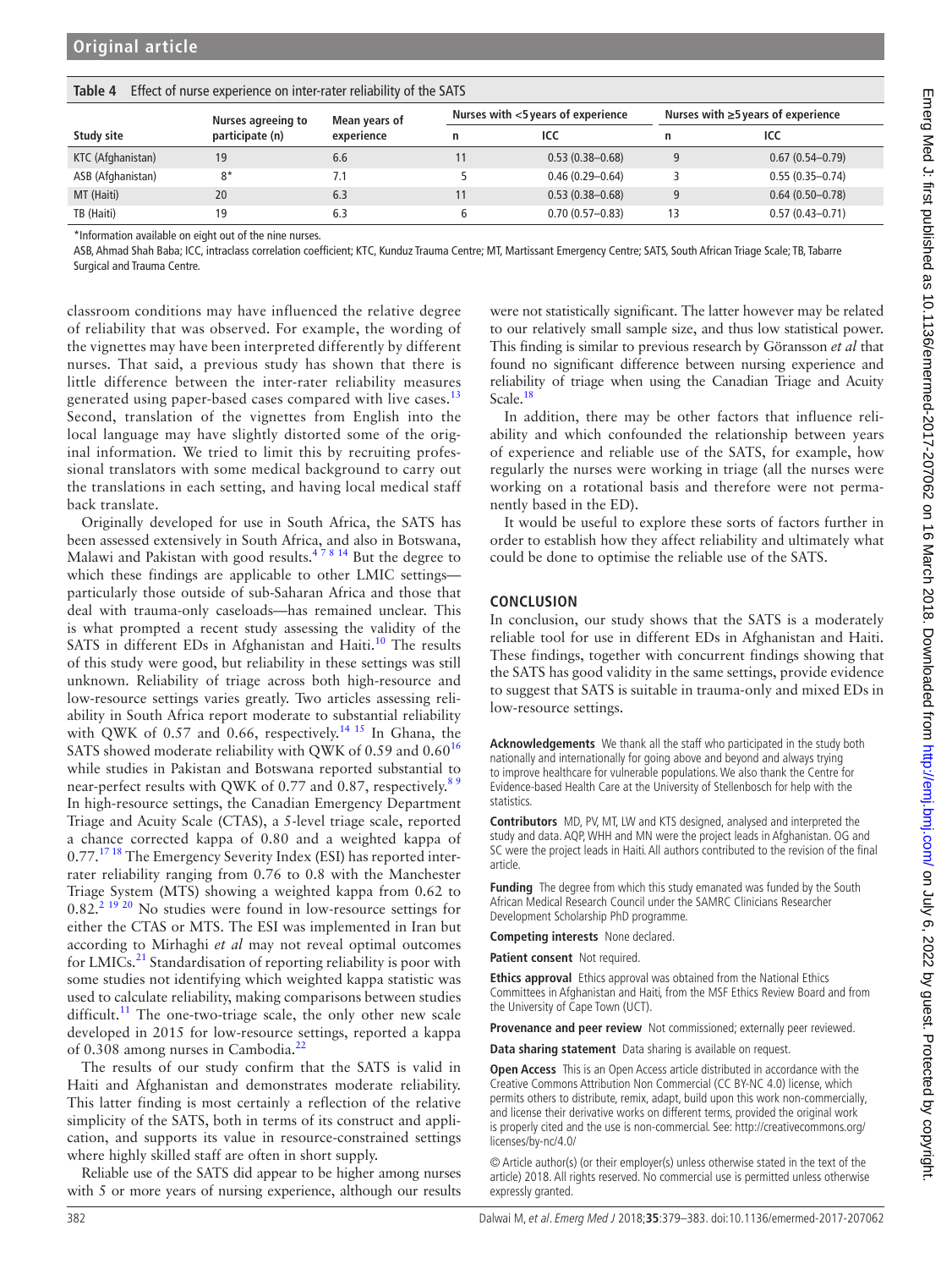**Table 4** Effect of nurse experience on inter-rater reliability of the SATS

| Study site | Nurses agreeing to participate (n) | Mean years of experience | Nurses with <5 years of experience | | Nurses with ≥5 years of experience | |
|---|---|---|---|---|---|---|
| | | | n | ICC | n | ICC |
| KTC (Afghanistan) | 19 | 6.6 | 11 | 0.53 (0.38–0.68) | 9 | 0.67 (0.54–0.79) |
| ASB (Afghanistan) | 8* | 7.1 | 5 | 0.46 (0.29–0.64) | 3 | 0.55 (0.35–0.74) |
| MT (Haiti) | 20 | 6.3 | 11 | 0.53 (0.38–0.68) | 9 | 0.64 (0.50–0.78) |
| TB (Haiti) | 19 | 6.3 | 6 | 0.70 (0.57–0.83) | 13 | 0.57 (0.43–0.71) |

*Information available on eight out of the nine nurses.

ASB, Ahmad Shah Baba; ICC, intraclass correlation coefficient; KTC, Kunduz Trauma Centre; MT, Martissant Emergency Centre; SATS, South African Triage Scale; TB, Tabarre Surgical and Trauma Centre.

classroom conditions may have influenced the relative degree of reliability that was observed. For example, the wording of the vignettes may have been interpreted differently by different nurses. That said, a previous study has shown that there is little difference between the inter-rater reliability measures generated using paper-based cases compared with live cases.[13] Second, translation of the vignettes from English into the local language may have slightly distorted some of the original information. We tried to limit this by recruiting professional translators with some medical background to carry out the translations in each setting, and having local medical staff back translate.

Originally developed for use in South Africa, the SATS has been assessed extensively in South Africa, and also in Botswana, Malawi and Pakistan with good results.[4 7 8 14] But the degree to which these findings are applicable to other LMIC settings—particularly those outside of sub-Saharan Africa and those that deal with trauma-only caseloads—has remained unclear. This is what prompted a recent study assessing the validity of the SATS in different EDs in Afghanistan and Haiti.[10] The results of this study were good, but reliability in these settings was still unknown. Reliability of triage across both high-resource and low-resource settings varies greatly. Two articles assessing reliability in South Africa report moderate to substantial reliability with QWK of 0.57 and 0.66, respectively.[14 15] In Ghana, the SATS showed moderate reliability with QWK of 0.59 and 0.60[16] while studies in Pakistan and Botswana reported substantial to near-perfect results with QWK of 0.77 and 0.87, respectively.[8 9] In high-resource settings, the Canadian Emergency Department Triage and Acuity Scale (CTAS), a 5-level triage scale, reported a chance corrected kappa of 0.80 and a weighted kappa of 0.77.[17 18] The Emergency Severity Index (ESI) has reported inter-rater reliability ranging from 0.76 to 0.8 with the Manchester Triage System (MTS) showing a weighted kappa from 0.62 to 0.82.[2 19 20] No studies were found in low-resource settings for either the CTAS or MTS. The ESI was implemented in Iran but according to Mirhaghi *et al* may not reveal optimal outcomes for LMICs.[21] Standardisation of reporting reliability is poor with some studies not identifying which weighted kappa statistic was used to calculate reliability, making comparisons between studies difficult.[11] The one-two-triage scale, the only other new scale developed in 2015 for low-resource settings, reported a kappa of 0.308 among nurses in Cambodia.[22]

The results of our study confirm that the SATS is valid in Haiti and Afghanistan and demonstrates moderate reliability. This latter finding is most certainly a reflection of the relative simplicity of the SATS, both in terms of its construct and application, and supports its value in resource-constrained settings where highly skilled staff are often in short supply.

Reliable use of the SATS did appear to be higher among nurses with 5 or more years of nursing experience, although our results were not statistically significant. The latter however may be related to our relatively small sample size, and thus low statistical power. This finding is similar to previous research by Göransson *et al* that found no significant difference between nursing experience and reliability of triage when using the Canadian Triage and Acuity Scale.[18]

In addition, there may be other factors that influence reliability and which confounded the relationship between years of experience and reliable use of the SATS, for example, how regularly the nurses were working in triage (all the nurses were working on a rotational basis and therefore were not permanently based in the ED).

It would be useful to explore these sorts of factors further in order to establish how they affect reliability and ultimately what could be done to optimise the reliable use of the SATS.

## CONCLUSION

In conclusion, our study shows that the SATS is a moderately reliable tool for use in different EDs in Afghanistan and Haiti. These findings, together with concurrent findings showing that the SATS has good validity in the same settings, provide evidence to suggest that SATS is suitable in trauma-only and mixed EDs in low-resource settings.

**Acknowledgements** We thank all the staff who participated in the study both nationally and internationally for going above and beyond and always trying to improve healthcare for vulnerable populations. We also thank the Centre for Evidence-based Health Care at the University of Stellenbosch for help with the statistics.

**Contributors** MD, PV, MT, LW and KTS designed, analysed and interpreted the study and data. AQP, WHH and MN were the project leads in Afghanistan. OG and SC were the project leads in Haiti. All authors contributed to the revision of the final article.

**Funding** The degree from which this study emanated was funded by the South African Medical Research Council under the SAMRC Clinicians Researcher Development Scholarship PhD programme.

**Competing interests** None declared.

**Patient consent** Not required.

**Ethics approval** Ethics approval was obtained from the National Ethics Committees in Afghanistan and Haiti, from the MSF Ethics Review Board and from the University of Cape Town (UCT).

**Provenance and peer review** Not commissioned; externally peer reviewed.

**Data sharing statement** Data sharing is available on request.

**Open Access** This is an Open Access article distributed in accordance with the Creative Commons Attribution Non Commercial (CC BY-NC 4.0) license, which permits others to distribute, remix, adapt, build upon this work non-commercially, and license their derivative works on different terms, provided the original work is properly cited and the use is non-commercial. See: http://creativecommons.org/licenses/by-nc/4.0/

© Article author(s) (or their employer(s) unless otherwise stated in the text of the article) 2018. All rights reserved. No commercial use is permitted unless otherwise expressly granted.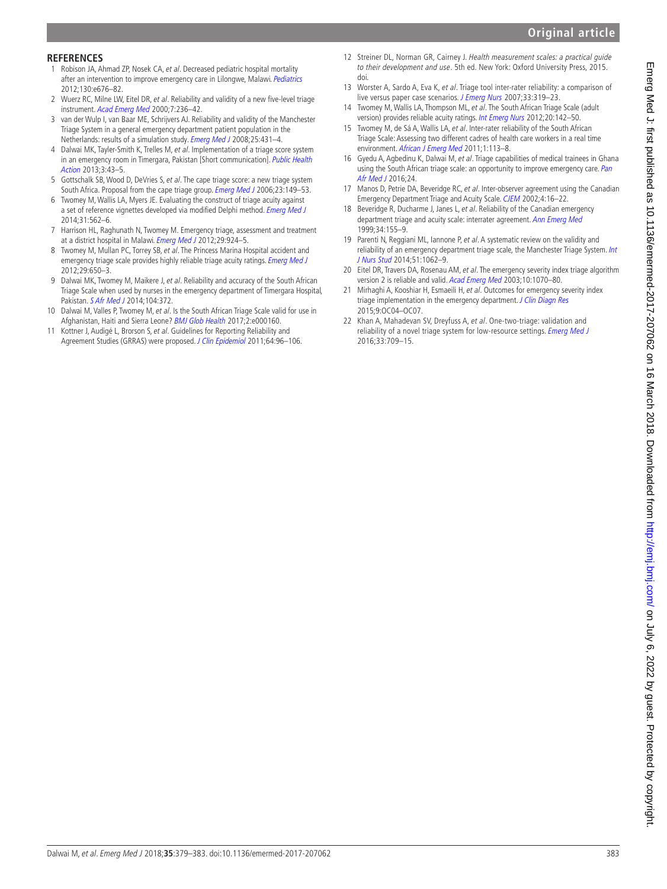## REFERENCES

1. Robison JA, Ahmad ZP, Nosek CA, *et al*. Decreased pediatric hospital mortality after an intervention to improve emergency care in Lilongwe, Malawi. *Pediatrics* 2012;130:e676–82.
2. Wuerz RC, Milne LW, Eitel DR, *et al*. Reliability and validity of a new five-level triage instrument. *Acad Emerg Med* 2000;7:236–42.
3. van der Wulp I, van Baar ME, Schrijvers AJ. Reliability and validity of the Manchester Triage System in a general emergency department patient population in the Netherlands: results of a simulation study. *Emerg Med J* 2008;25:431–4.
4. Dalwai MK, Tayler-Smith K, Trelles M, *et al*. Implementation of a triage score system in an emergency room in Timergara, Pakistan [Short communication]. *Public Health Action* 2013;3:43–5.
5. Gottschalk SB, Wood D, DeVries S, *et al*. The cape triage score: a new triage system South Africa. Proposal from the cape triage group. *Emerg Med J* 2006;23:149–53.
6. Twomey M, Wallis LA, Myers JE. Evaluating the construct of triage acuity against a set of reference vignettes developed via modified Delphi method. *Emerg Med J* 2014;31:562–6.
7. Harrison HL, Raghunath N, Twomey M. Emergency triage, assessment and treatment at a district hospital in Malawi. *Emerg Med J* 2012;29:924–5.
8. Twomey M, Mullan PC, Torrey SB, *et al*. The Princess Marina Hospital accident and emergency triage scale provides highly reliable triage acuity ratings. *Emerg Med J* 2012;29:650–3.
9. Dalwai MK, Twomey M, Maikere J, *et al*. Reliability and accuracy of the South African Triage Scale when used by nurses in the emergency department of Timergara Hospital, Pakistan. *S Afr Med J* 2014;104:372.
10. Dalwai M, Valles P, Twomey M, *et al*. Is the South African Triage Scale valid for use in Afghanistan, Haiti and Sierra Leone? *BMJ Glob Health* 2017;2:e000160.
11. Kottner J, Audigé L, Brorson S, *et al*. Guidelines for Reporting Reliability and Agreement Studies (GRRAS) were proposed. *J Clin Epidemiol* 2011;64:96–106.
12. Streiner DL, Norman GR, Cairney J. *Health measurement scales: a practical guide to their development and use*. 5th ed. New York: Oxford University Press, 2015. doi.
13. Worster A, Sardo A, Eva K, *et al*. Triage tool inter-rater reliability: a comparison of live versus paper case scenarios. *J Emerg Nurs* 2007;33:319–23.
14. Twomey M, Wallis LA, Thompson ML, *et al*. The South African Triage Scale (adult version) provides reliable acuity ratings. *Int Emerg Nurs* 2012;20:142–50.
15. Twomey M, de Sá A, Wallis LA, *et al*. Inter-rater reliability of the South African Triage Scale: Assessing two different cadres of health care workers in a real time environment. *African J Emerg Med* 2011;1:113–8.
16. Gyedu A, Agbedinu K, Dalwai M, *et al*. Triage capabilities of medical trainees in Ghana using the South African triage scale: an opportunity to improve emergency care. *Pan Afr Med J* 2016;24.
17. Manos D, Petrie DA, Beveridge RC, *et al*. Inter-observer agreement using the Canadian Emergency Department Triage and Acuity Scale. *CJEM* 2002;4:16–22.
18. Beveridge R, Ducharme J, Janes L, *et al*. Reliability of the Canadian emergency department triage and acuity scale: interrater agreement. *Ann Emerg Med* 1999;34:155–9.
19. Parenti N, Reggiani ML, Iannone P, *et al*. A systematic review on the validity and reliability of an emergency department triage scale, the Manchester Triage System. *Int J Nurs Stud* 2014;51:1062–9.
20. Eitel DR, Travers DA, Rosenau AM, *et al*. The emergency severity index triage algorithm version 2 is reliable and valid. *Acad Emerg Med* 2003;10:1070–80.
21. Mirhaghi A, Kooshiar H, Esmaeili H, *et al*. Outcomes for emergency severity index triage implementation in the emergency department. *J Clin Diagn Res* 2015;9:OC04–OC07.
22. Khan A, Mahadevan SV, Dreyfuss A, *et al*. One-two-triage: validation and reliability of a novel triage system for low-resource settings. *Emerg Med J* 2016;33:709–15.